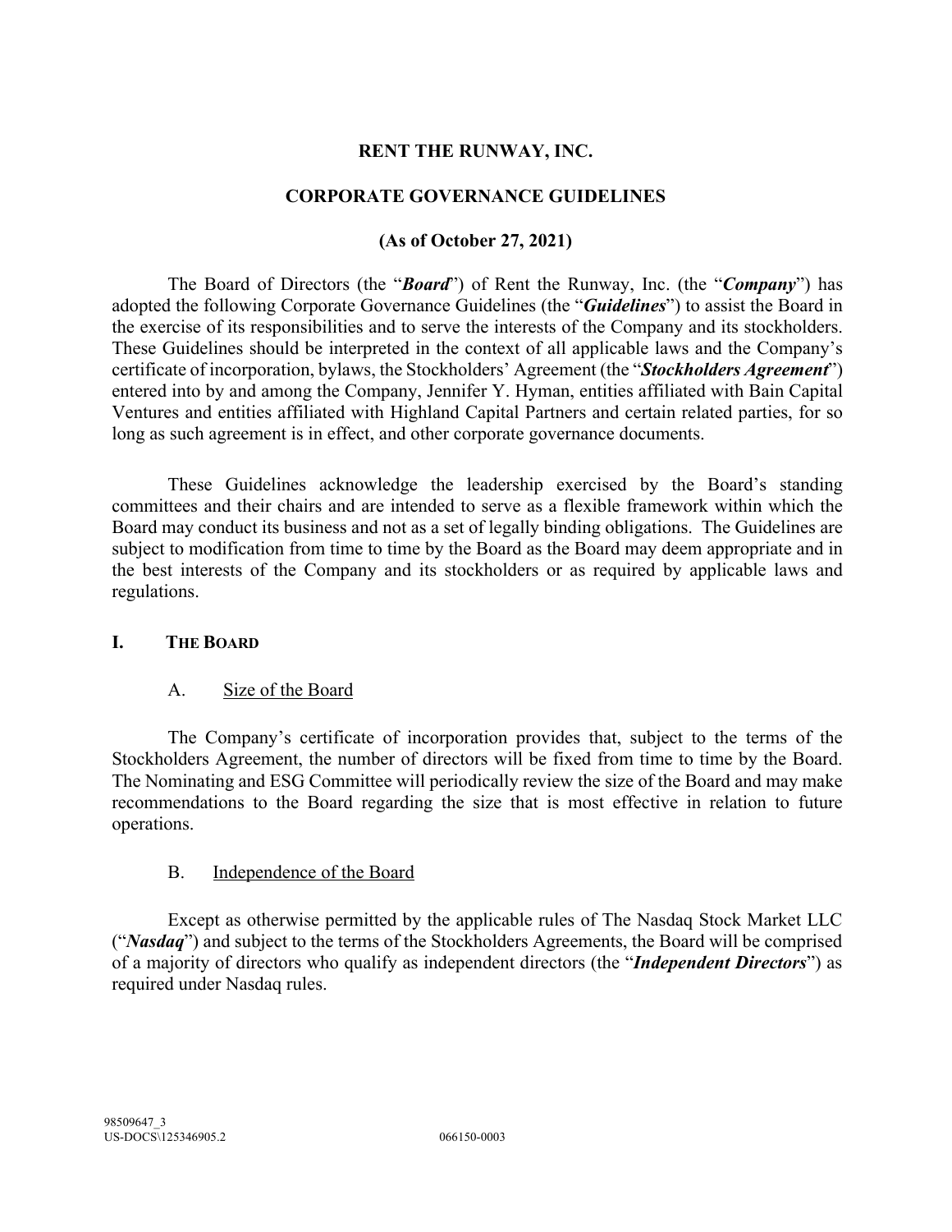# RENT THE RUNWAY, INC.

## CORPORATE GOVERNANCE GUIDELINES

### (As of October 27, 2021)

The Board of Directors (the "***Board***") of Rent the Runway, Inc. (the "***Company***") has adopted the following Corporate Governance Guidelines (the "***Guidelines***") to assist the Board in the exercise of its responsibilities and to serve the interests of the Company and its stockholders. These Guidelines should be interpreted in the context of all applicable laws and the Company's certificate of incorporation, bylaws, the Stockholders' Agreement (the "***Stockholders Agreement***") entered into by and among the Company, Jennifer Y. Hyman, entities affiliated with Bain Capital Ventures and entities affiliated with Highland Capital Partners and certain related parties, for so long as such agreement is in effect, and other corporate governance documents.

These Guidelines acknowledge the leadership exercised by the Board's standing committees and their chairs and are intended to serve as a flexible framework within which the Board may conduct its business and not as a set of legally binding obligations. The Guidelines are subject to modification from time to time by the Board as the Board may deem appropriate and in the best interests of the Company and its stockholders or as required by applicable laws and regulations.

## I. THE BOARD

### A. Size of the Board

The Company's certificate of incorporation provides that, subject to the terms of the Stockholders Agreement, the number of directors will be fixed from time to time by the Board. The Nominating and ESG Committee will periodically review the size of the Board and may make recommendations to the Board regarding the size that is most effective in relation to future operations.

### B. Independence of the Board

Except as otherwise permitted by the applicable rules of The Nasdaq Stock Market LLC ("***Nasdaq***") and subject to the terms of the Stockholders Agreements, the Board will be comprised of a majority of directors who qualify as independent directors (the "***Independent Directors***") as required under Nasdaq rules.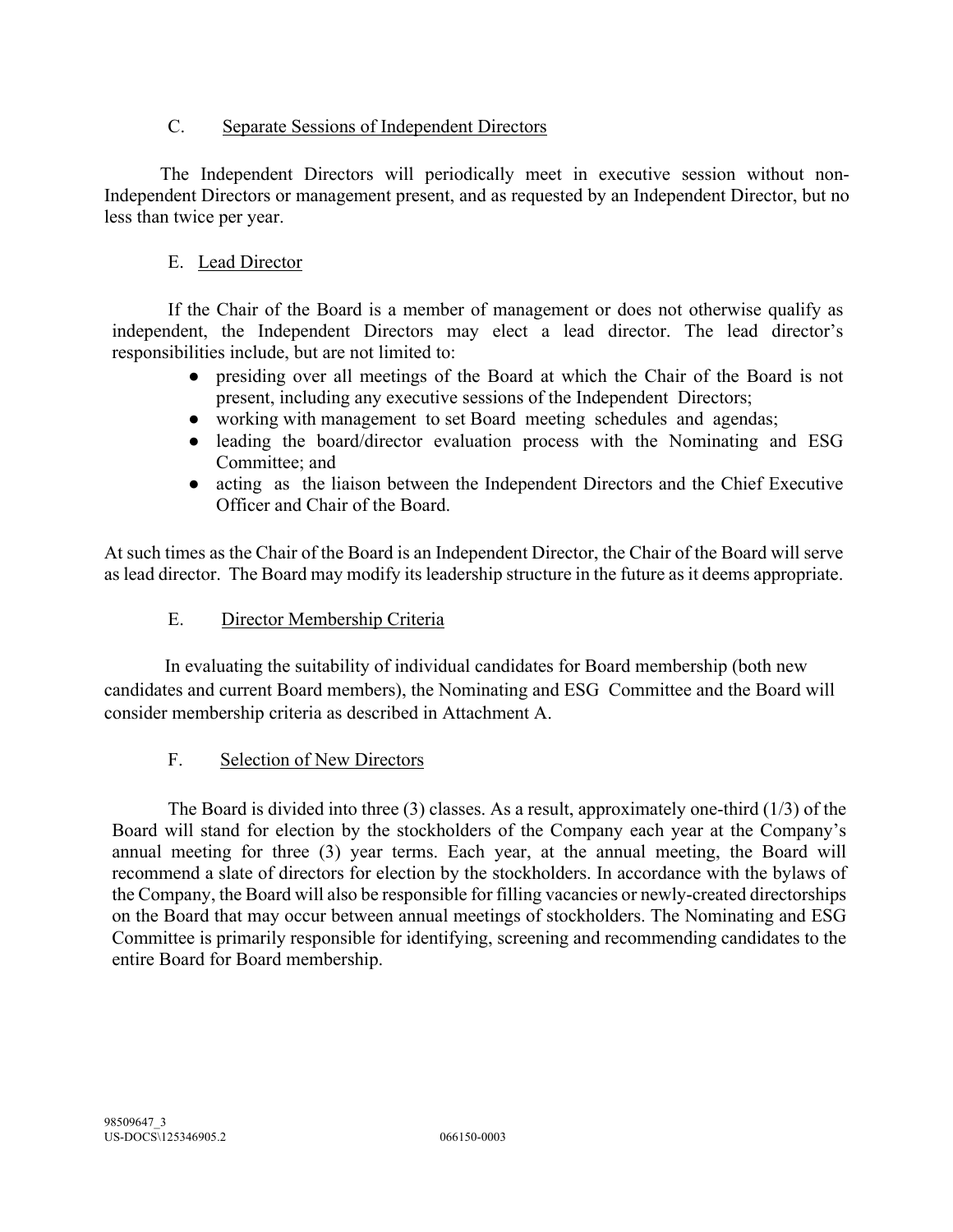### C. Separate Sessions of Independent Directors

The Independent Directors will periodically meet in executive session without non-Independent Directors or management present, and as requested by an Independent Director, but no less than twice per year.

### E. Lead Director

If the Chair of the Board is a member of management or does not otherwise qualify as independent, the Independent Directors may elect a lead director. The lead director's responsibilities include, but are not limited to:

- presiding over all meetings of the Board at which the Chair of the Board is not present, including any executive sessions of the Independent Directors;
- working with management to set Board meeting schedules and agendas;
- leading the board/director evaluation process with the Nominating and ESG Committee; and
- acting as the liaison between the Independent Directors and the Chief Executive Officer and Chair of the Board.

At such times as the Chair of the Board is an Independent Director, the Chair of the Board will serve as lead director. The Board may modify its leadership structure in the future as it deems appropriate.

### E. Director Membership Criteria

In evaluating the suitability of individual candidates for Board membership (both new candidates and current Board members), the Nominating and ESG Committee and the Board will consider membership criteria as described in Attachment A.

### F. Selection of New Directors

The Board is divided into three (3) classes. As a result, approximately one-third (1/3) of the Board will stand for election by the stockholders of the Company each year at the Company's annual meeting for three (3) year terms. Each year, at the annual meeting, the Board will recommend a slate of directors for election by the stockholders. In accordance with the bylaws of the Company, the Board will also be responsible for filling vacancies or newly-created directorships on the Board that may occur between annual meetings of stockholders. The Nominating and ESG Committee is primarily responsible for identifying, screening and recommending candidates to the entire Board for Board membership.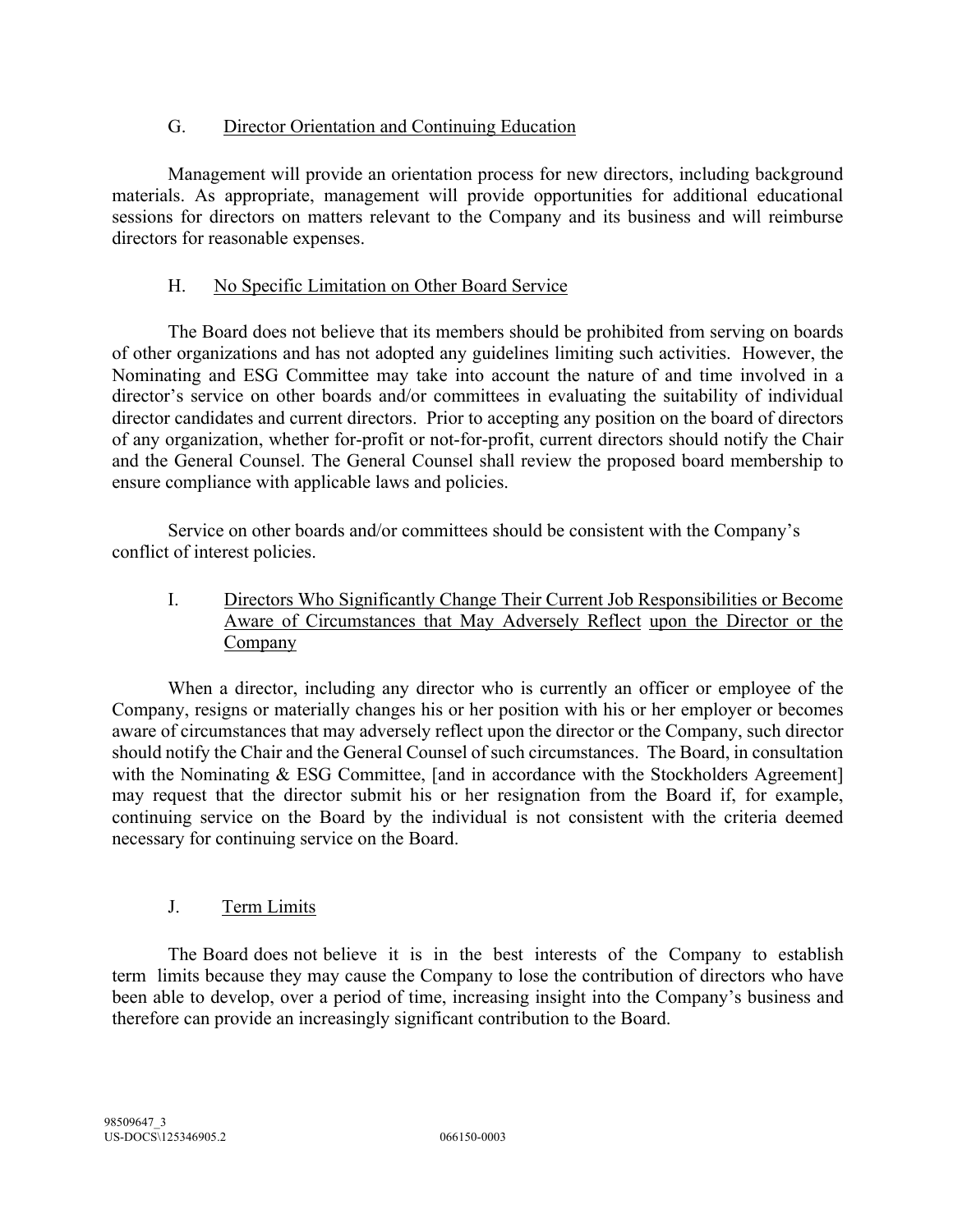### G. Director Orientation and Continuing Education

Management will provide an orientation process for new directors, including background materials. As appropriate, management will provide opportunities for additional educational sessions for directors on matters relevant to the Company and its business and will reimburse directors for reasonable expenses.

### H. No Specific Limitation on Other Board Service

The Board does not believe that its members should be prohibited from serving on boards of other organizations and has not adopted any guidelines limiting such activities. However, the Nominating and ESG Committee may take into account the nature of and time involved in a director's service on other boards and/or committees in evaluating the suitability of individual director candidates and current directors. Prior to accepting any position on the board of directors of any organization, whether for-profit or not-for-profit, current directors should notify the Chair and the General Counsel. The General Counsel shall review the proposed board membership to ensure compliance with applicable laws and policies.

Service on other boards and/or committees should be consistent with the Company's conflict of interest policies.

### I. Directors Who Significantly Change Their Current Job Responsibilities or Become Aware of Circumstances that May Adversely Reflect upon the Director or the Company

When a director, including any director who is currently an officer or employee of the Company, resigns or materially changes his or her position with his or her employer or becomes aware of circumstances that may adversely reflect upon the director or the Company, such director should notify the Chair and the General Counsel of such circumstances. The Board, in consultation with the Nominating & ESG Committee, [and in accordance with the Stockholders Agreement] may request that the director submit his or her resignation from the Board if, for example, continuing service on the Board by the individual is not consistent with the criteria deemed necessary for continuing service on the Board.

### J. Term Limits

The Board does not believe it is in the best interests of the Company to establish term limits because they may cause the Company to lose the contribution of directors who have been able to develop, over a period of time, increasing insight into the Company's business and therefore can provide an increasingly significant contribution to the Board.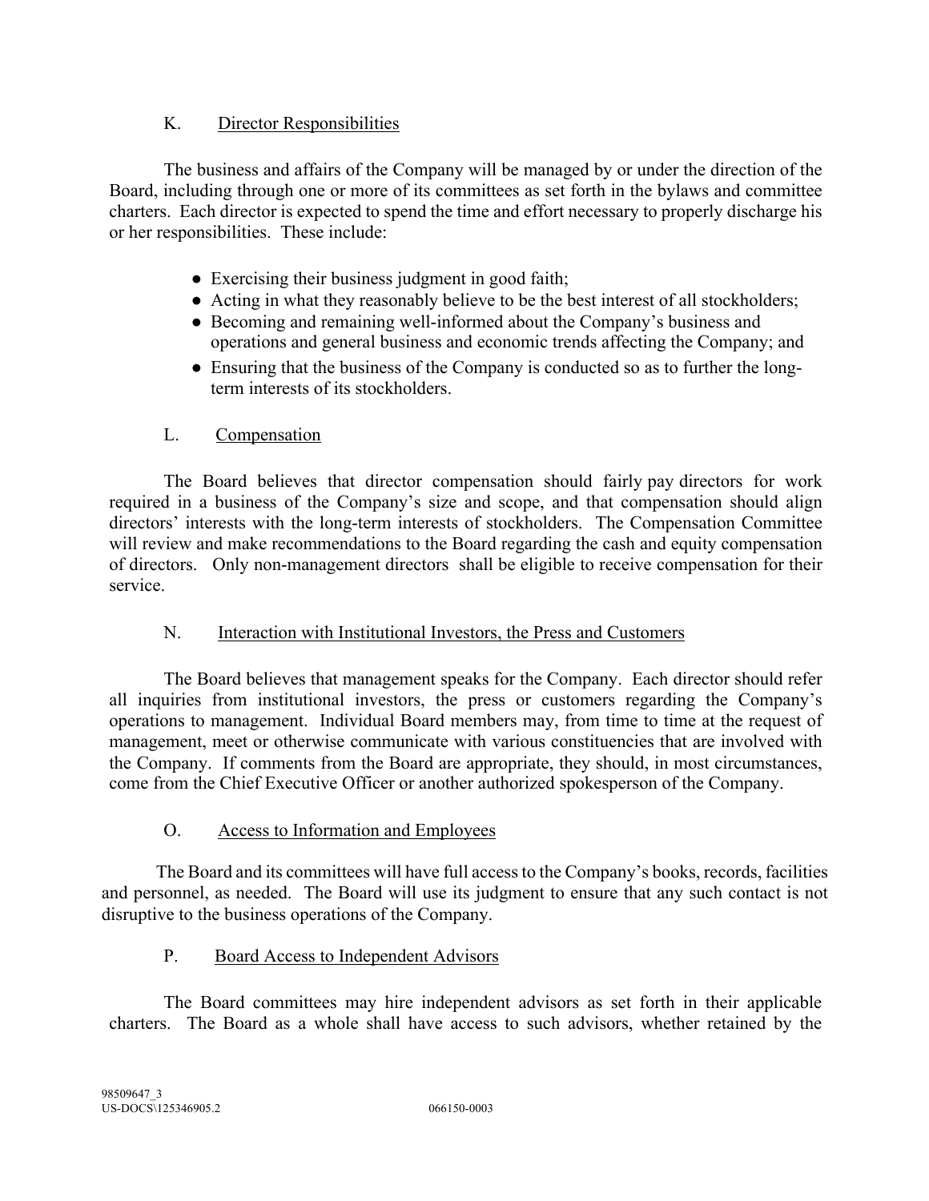### K. Director Responsibilities

The business and affairs of the Company will be managed by or under the direction of the Board, including through one or more of its committees as set forth in the bylaws and committee charters. Each director is expected to spend the time and effort necessary to properly discharge his or her responsibilities. These include:

- Exercising their business judgment in good faith;
- Acting in what they reasonably believe to be the best interest of all stockholders;
- Becoming and remaining well-informed about the Company's business and operations and general business and economic trends affecting the Company; and
- Ensuring that the business of the Company is conducted so as to further the long-term interests of its stockholders.

### L. Compensation

The Board believes that director compensation should fairly pay directors for work required in a business of the Company's size and scope, and that compensation should align directors' interests with the long-term interests of stockholders. The Compensation Committee will review and make recommendations to the Board regarding the cash and equity compensation of directors. Only non-management directors shall be eligible to receive compensation for their service.

### N. Interaction with Institutional Investors, the Press and Customers

The Board believes that management speaks for the Company. Each director should refer all inquiries from institutional investors, the press or customers regarding the Company's operations to management. Individual Board members may, from time to time at the request of management, meet or otherwise communicate with various constituencies that are involved with the Company. If comments from the Board are appropriate, they should, in most circumstances, come from the Chief Executive Officer or another authorized spokesperson of the Company.

### O. Access to Information and Employees

The Board and its committees will have full access to the Company's books, records, facilities and personnel, as needed. The Board will use its judgment to ensure that any such contact is not disruptive to the business operations of the Company.

### P. Board Access to Independent Advisors

The Board committees may hire independent advisors as set forth in their applicable charters. The Board as a whole shall have access to such advisors, whether retained by the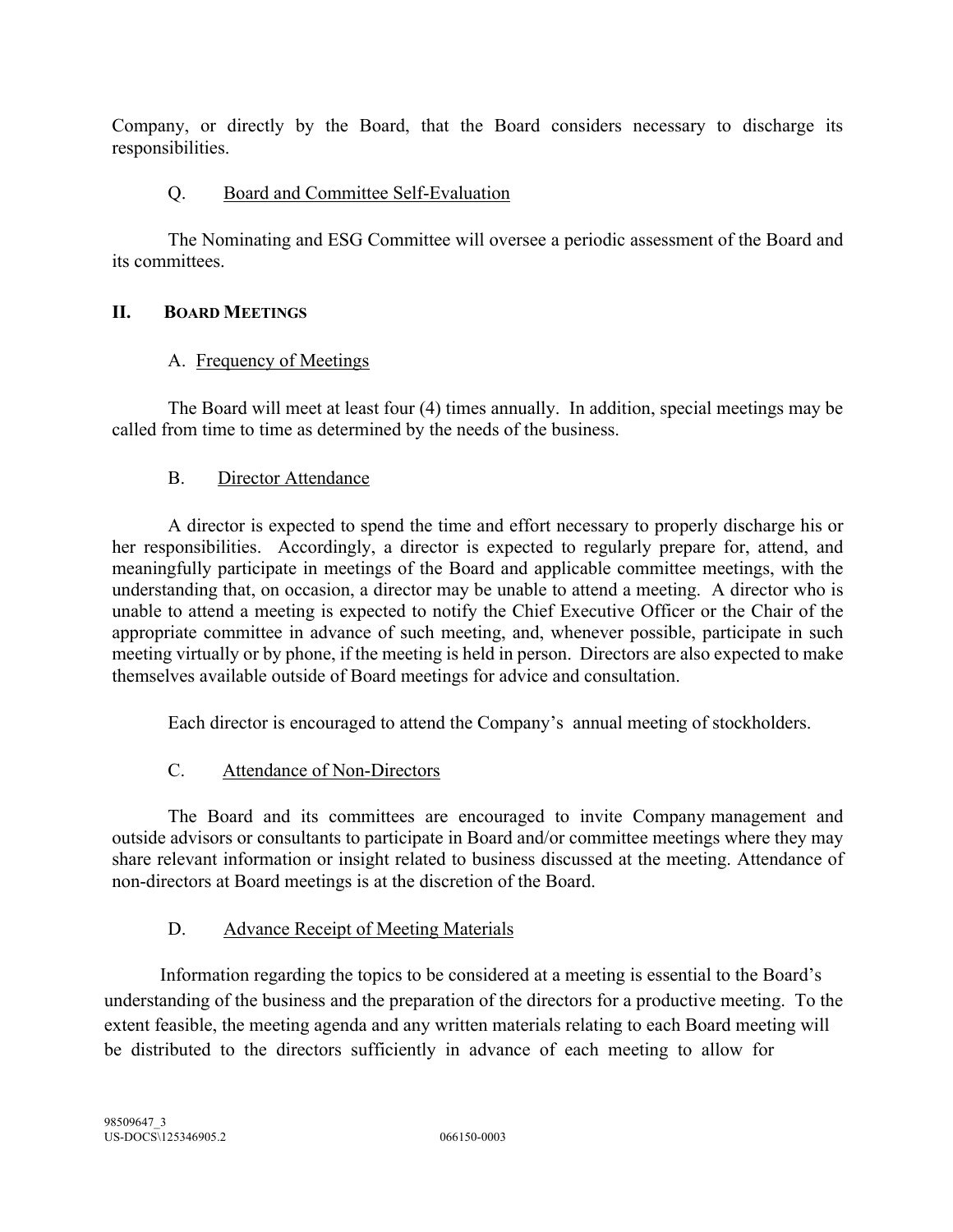Company, or directly by the Board, that the Board considers necessary to discharge its responsibilities.

### Q. Board and Committee Self-Evaluation

The Nominating and ESG Committee will oversee a periodic assessment of the Board and its committees.

## II. BOARD MEETINGS

### A. Frequency of Meetings

The Board will meet at least four (4) times annually. In addition, special meetings may be called from time to time as determined by the needs of the business.

### B. Director Attendance

A director is expected to spend the time and effort necessary to properly discharge his or her responsibilities. Accordingly, a director is expected to regularly prepare for, attend, and meaningfully participate in meetings of the Board and applicable committee meetings, with the understanding that, on occasion, a director may be unable to attend a meeting. A director who is unable to attend a meeting is expected to notify the Chief Executive Officer or the Chair of the appropriate committee in advance of such meeting, and, whenever possible, participate in such meeting virtually or by phone, if the meeting is held in person. Directors are also expected to make themselves available outside of Board meetings for advice and consultation.

Each director is encouraged to attend the Company's annual meeting of stockholders.

### C. Attendance of Non-Directors

The Board and its committees are encouraged to invite Company management and outside advisors or consultants to participate in Board and/or committee meetings where they may share relevant information or insight related to business discussed at the meeting. Attendance of non-directors at Board meetings is at the discretion of the Board.

### D. Advance Receipt of Meeting Materials

Information regarding the topics to be considered at a meeting is essential to the Board's understanding of the business and the preparation of the directors for a productive meeting. To the extent feasible, the meeting agenda and any written materials relating to each Board meeting will be distributed to the directors sufficiently in advance of each meeting to allow for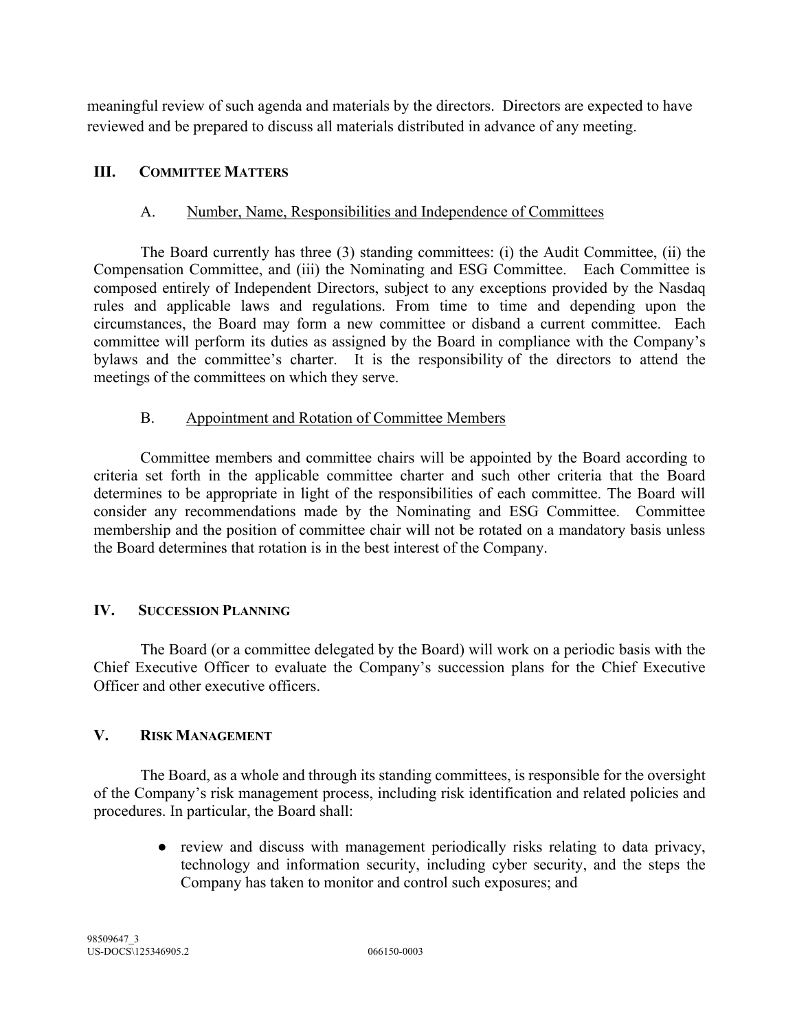meaningful review of such agenda and materials by the directors. Directors are expected to have reviewed and be prepared to discuss all materials distributed in advance of any meeting.

## III. Committee Matters

### A. Number, Name, Responsibilities and Independence of Committees

The Board currently has three (3) standing committees: (i) the Audit Committee, (ii) the Compensation Committee, and (iii) the Nominating and ESG Committee. Each Committee is composed entirely of Independent Directors, subject to any exceptions provided by the Nasdaq rules and applicable laws and regulations. From time to time and depending upon the circumstances, the Board may form a new committee or disband a current committee. Each committee will perform its duties as assigned by the Board in compliance with the Company's bylaws and the committee's charter. It is the responsibility of the directors to attend the meetings of the committees on which they serve.

### B. Appointment and Rotation of Committee Members

Committee members and committee chairs will be appointed by the Board according to criteria set forth in the applicable committee charter and such other criteria that the Board determines to be appropriate in light of the responsibilities of each committee. The Board will consider any recommendations made by the Nominating and ESG Committee. Committee membership and the position of committee chair will not be rotated on a mandatory basis unless the Board determines that rotation is in the best interest of the Company.

## IV. Succession Planning

The Board (or a committee delegated by the Board) will work on a periodic basis with the Chief Executive Officer to evaluate the Company's succession plans for the Chief Executive Officer and other executive officers.

## V. Risk Management

The Board, as a whole and through its standing committees, is responsible for the oversight of the Company's risk management process, including risk identification and related policies and procedures. In particular, the Board shall:

- review and discuss with management periodically risks relating to data privacy, technology and information security, including cyber security, and the steps the Company has taken to monitor and control such exposures; and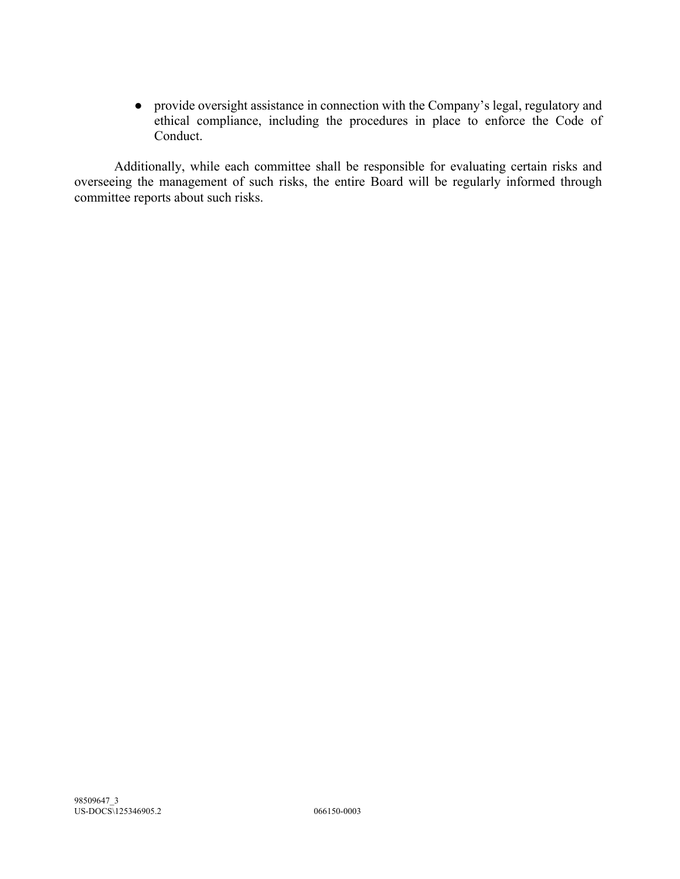- provide oversight assistance in connection with the Company's legal, regulatory and ethical compliance, including the procedures in place to enforce the Code of Conduct.

Additionally, while each committee shall be responsible for evaluating certain risks and overseeing the management of such risks, the entire Board will be regularly informed through committee reports about such risks.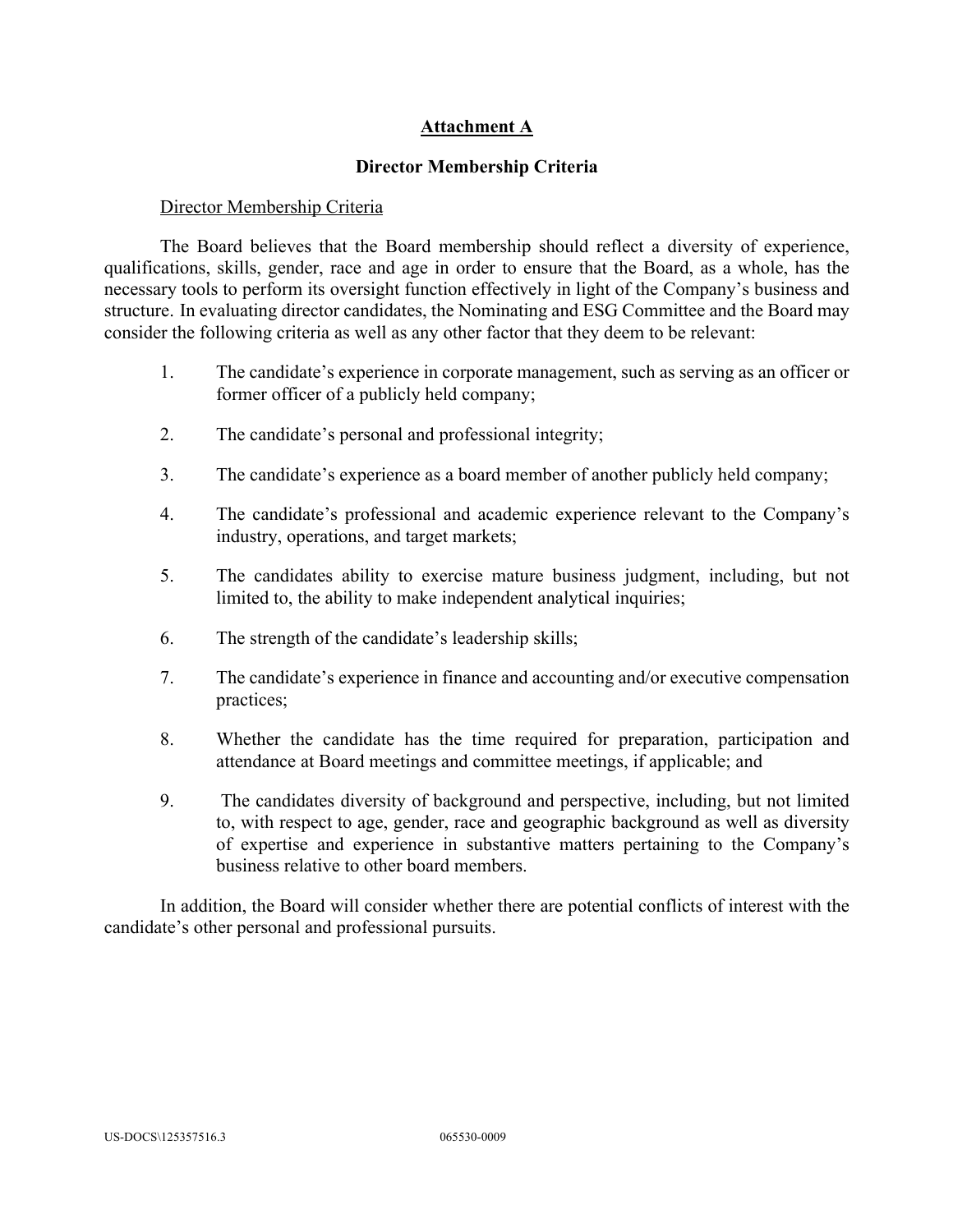# Attachment A

## Director Membership Criteria

Director Membership Criteria

The Board believes that the Board membership should reflect a diversity of experience, qualifications, skills, gender, race and age in order to ensure that the Board, as a whole, has the necessary tools to perform its oversight function effectively in light of the Company's business and structure. In evaluating director candidates, the Nominating and ESG Committee and the Board may consider the following criteria as well as any other factor that they deem to be relevant:

1. The candidate's experience in corporate management, such as serving as an officer or former officer of a publicly held company;

2. The candidate's personal and professional integrity;

3. The candidate's experience as a board member of another publicly held company;

4. The candidate's professional and academic experience relevant to the Company's industry, operations, and target markets;

5. The candidates ability to exercise mature business judgment, including, but not limited to, the ability to make independent analytical inquiries;

6. The strength of the candidate's leadership skills;

7. The candidate's experience in finance and accounting and/or executive compensation practices;

8. Whether the candidate has the time required for preparation, participation and attendance at Board meetings and committee meetings, if applicable; and

9. The candidates diversity of background and perspective, including, but not limited to, with respect to age, gender, race and geographic background as well as diversity of expertise and experience in substantive matters pertaining to the Company's business relative to other board members.

In addition, the Board will consider whether there are potential conflicts of interest with the candidate's other personal and professional pursuits.